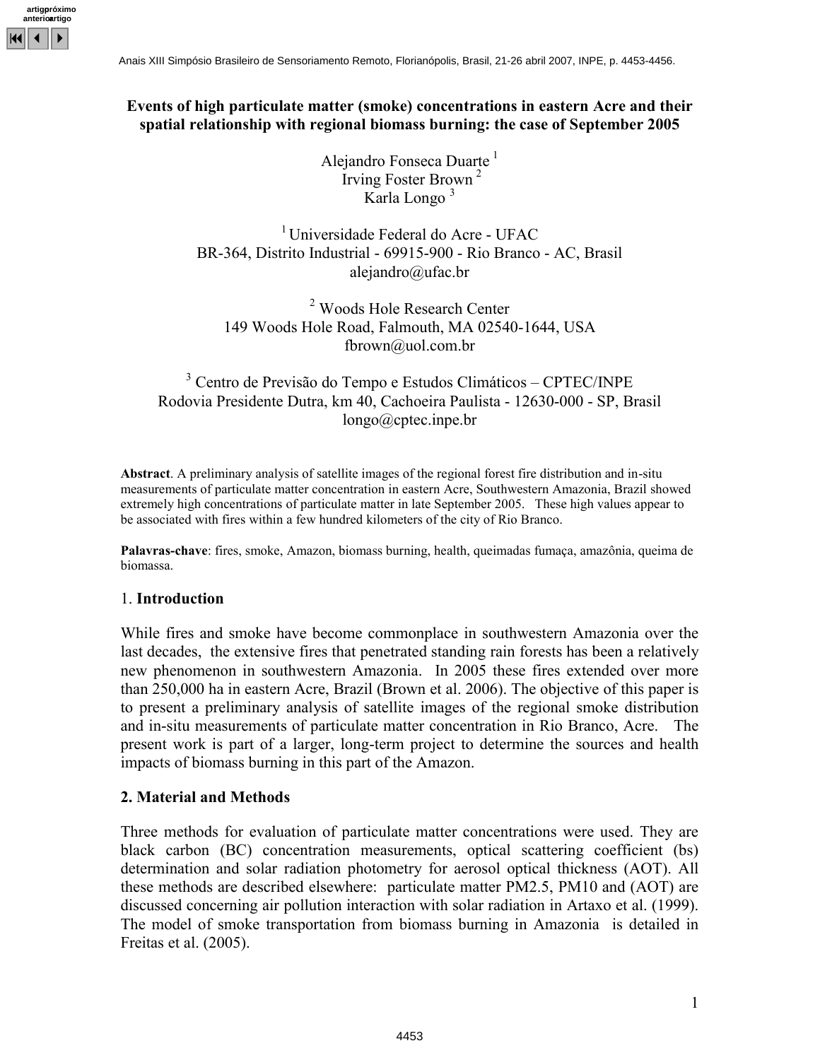# Events of high particulate matter (smoke) concentrations in eastern Acre and their spatial relationship with regional biomass burning: the case of September 2005

Alejandro Fonseca Duarte [1]
Irving Foster Brown [2]
Karla Longo [3]

[1] Universidade Federal do Acre - UFAC
BR-364, Distrito Industrial - 69915-900 - Rio Branco - AC, Brasil
alejandro@ufac.br

[2] Woods Hole Research Center
149 Woods Hole Road, Falmouth, MA 02540-1644, USA
fbrown@uol.com.br

[3] Centro de Previsão do Tempo e Estudos Climáticos – CPTEC/INPE
Rodovia Presidente Dutra, km 40, Cachoeira Paulista - 12630-000 - SP, Brasil
longo@cptec.inpe.br

**Abstract**. A preliminary analysis of satellite images of the regional forest fire distribution and in-situ measurements of particulate matter concentration in eastern Acre, Southwestern Amazonia, Brazil showed extremely high concentrations of particulate matter in late September 2005. These high values appear to be associated with fires within a few hundred kilometers of the city of Rio Branco.

**Palavras-chave**: fires, smoke, Amazon, biomass burning, health, queimadas fumaça, amazônia, queima de biomassa.

## 1. Introduction

While fires and smoke have become commonplace in southwestern Amazonia over the last decades, the extensive fires that penetrated standing rain forests has been a relatively new phenomenon in southwestern Amazonia. In 2005 these fires extended over more than 250,000 ha in eastern Acre, Brazil (Brown et al. 2006). The objective of this paper is to present a preliminary analysis of satellite images of the regional smoke distribution and in-situ measurements of particulate matter concentration in Rio Branco, Acre. The present work is part of a larger, long-term project to determine the sources and health impacts of biomass burning in this part of the Amazon.

## 2. Material and Methods

Three methods for evaluation of particulate matter concentrations were used. They are black carbon (BC) concentration measurements, optical scattering coefficient (bs) determination and solar radiation photometry for aerosol optical thickness (AOT). All these methods are described elsewhere: particulate matter PM2.5, PM10 and (AOT) are discussed concerning air pollution interaction with solar radiation in Artaxo et al. (1999). The model of smoke transportation from biomass burning in Amazonia is detailed in Freitas et al. (2005).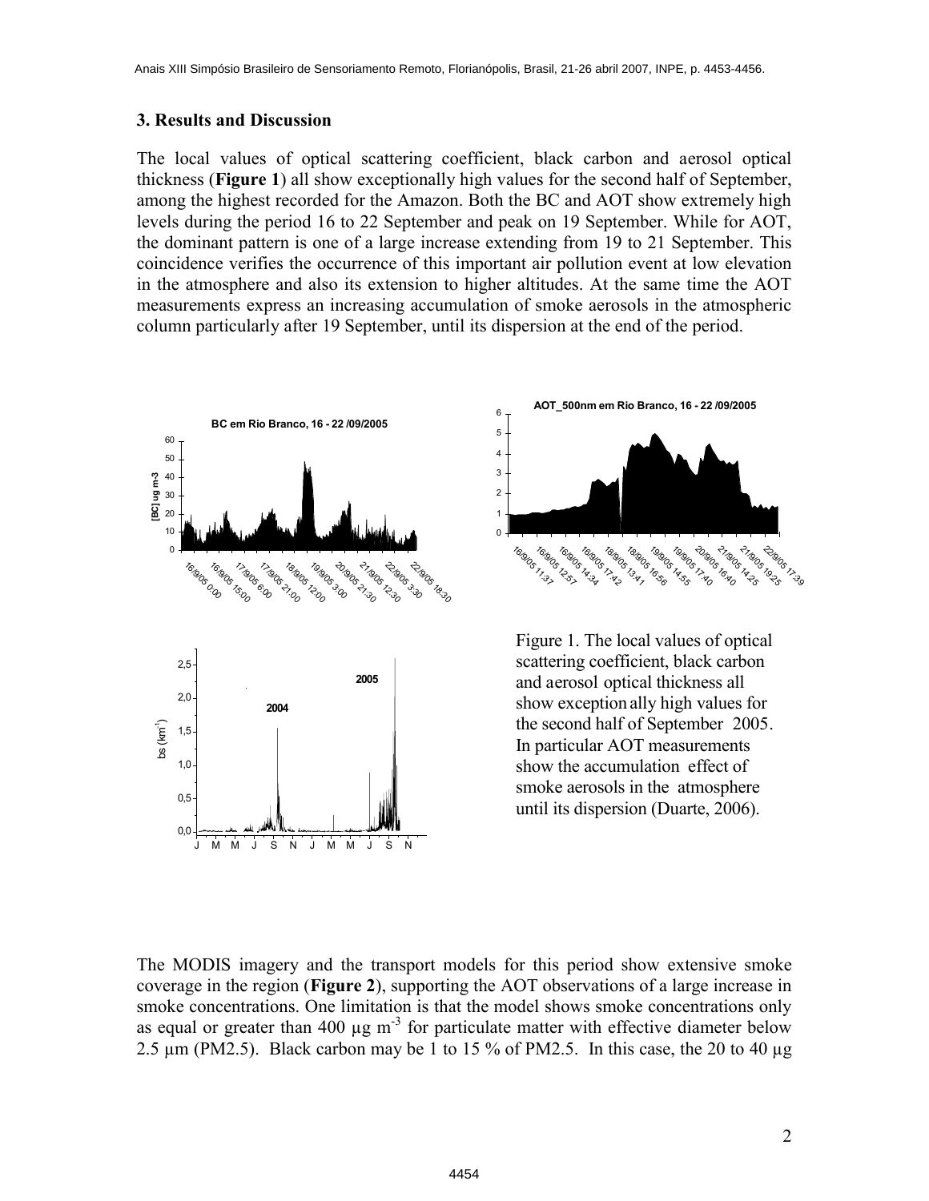## 3. Results and Discussion

The local values of optical scattering coefficient, black carbon and aerosol optical thickness (**Figure 1**) all show exceptionally high values for the second half of September, among the highest recorded for the Amazon. Both the BC and AOT show extremely high levels during the period 16 to 22 September and peak on 19 September. While for AOT, the dominant pattern is one of a large increase extending from 19 to 21 September. This coincidence verifies the occurrence of this important air pollution event at low elevation in the atmosphere and also its extension to higher altitudes. At the same time the AOT measurements express an increasing accumulation of smoke aerosols in the atmospheric column particularly after 19 September, until its dispersion at the end of the period.

BC em Rio Branco, 16 - 22 /09/2005

[BC] ug m-3

0
10
20
30
40
50
60

16/9/05 0:00
16/9/05 15:00
17/9/05 6:00
17/9/05 21:00
18/9/05 12:00
19/9/05 3:00
20/9/05 21:30
21/9/05 12:30
22/9/05 3:30
22/9/05 18:30

AOT_500nm em Rio Branco, 16 - 22 /09/2005

0
1
2
3
4
5
6

16/9/05 11:37
16/9/05 12:57
16/9/05 14:34
16/9/05 17:42
18/9/05 13:41
18/9/05 16:56
19/9/05 14:55
19/9/05 17:40
20/9/05 16:40
21/9/05 14:25
21/9/05 19:25
22/9/05 17:39

bs ($km^{-1}$)

0,0
0,5
1,0
1,5
2,0
2,5

2004
2005

J M M J S N J M M J S N

Figure 1. The local values of optical scattering coefficient, black carbon and aerosol optical thickness all show exception ally high values for the second half of September 2005. In particular AOT measurements show the accumulation effect of smoke aerosols in the atmosphere until its dispersion (Duarte, 2006).

The MODIS imagery and the transport models for this period show extensive smoke coverage in the region (**Figure 2**), supporting the AOT observations of a large increase in smoke concentrations. One limitation is that the model shows smoke concentrations only as equal or greater than 400 $\mu g\ m^{-3}$ for particulate matter with effective diameter below 2.5 µm (PM2.5). Black carbon may be 1 to 15 % of PM2.5. In this case, the 20 to 40 µg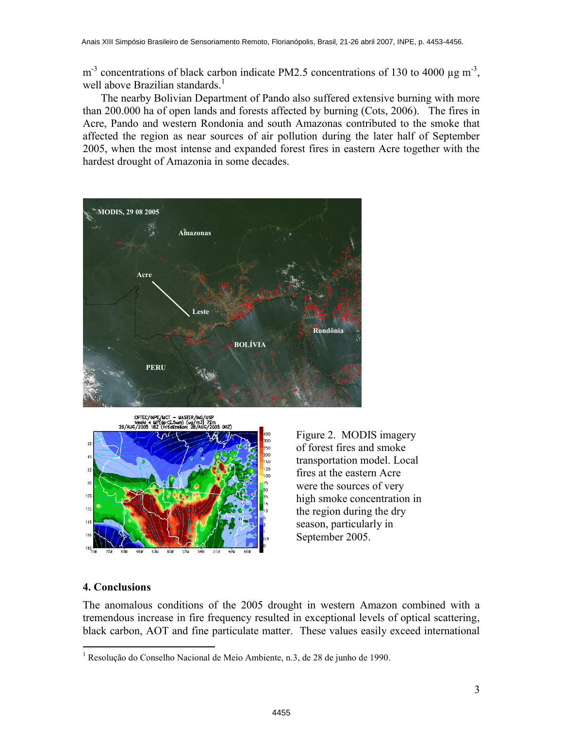$m^{-3}$ concentrations of black carbon indicate PM2.5 concentrations of 130 to 4000 µg $m^{-3}$, well above Brazilian standards.[1]

The nearby Bolivian Department of Pando also suffered extensive burning with more than 200.000 ha of open lands and forests affected by burning (Cots, 2006). The fires in Acre, Pando and western Rondonia and south Amazonas contributed to the smoke that affected the region as near sources of air pollution during the later half of September 2005, when the most intense and expanded forest fires in eastern Acre together with the hardest drought of Amazonia in some decades.

Figure 2. MODIS imagery of forest fires and smoke transportation model. Local fires at the eastern Acre were the sources of very high smoke concentration in the region during the dry season, particularly in September 2005.

## 4. Conclusions

The anomalous conditions of the 2005 drought in western Amazon combined with a tremendous increase in fire frequency resulted in exceptional levels of optical scattering, black carbon, AOT and fine particulate matter. These values easily exceed international

[1] Resolução do Conselho Nacional de Meio Ambiente, n.3, de 28 de junho de 1990.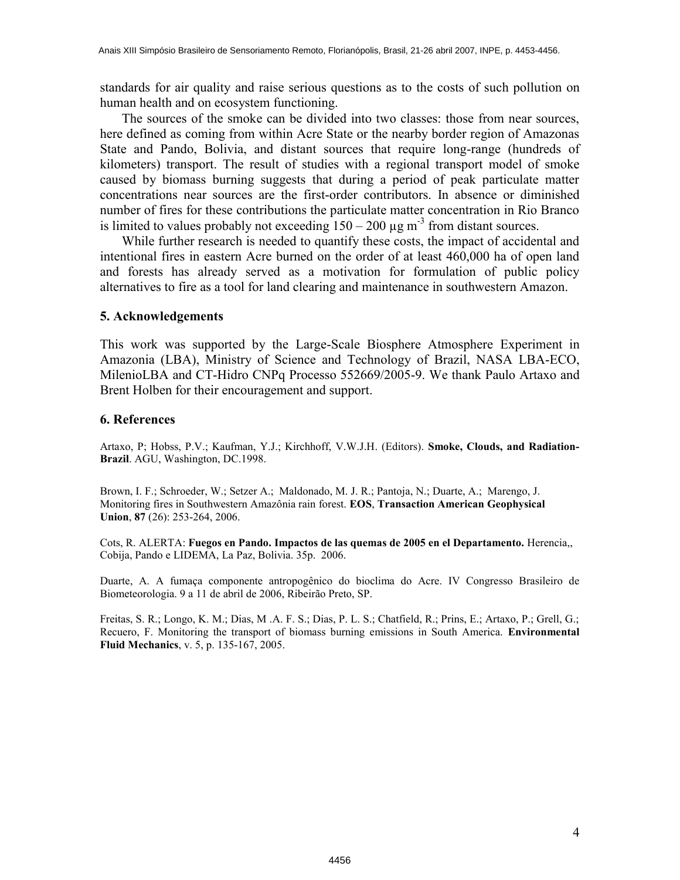standards for air quality and raise serious questions as to the costs of such pollution on human health and on ecosystem functioning.

The sources of the smoke can be divided into two classes: those from near sources, here defined as coming from within Acre State or the nearby border region of Amazonas State and Pando, Bolivia, and distant sources that require long-range (hundreds of kilometers) transport. The result of studies with a regional transport model of smoke caused by biomass burning suggests that during a period of peak particulate matter concentrations near sources are the first-order contributors. In absence or diminished number of fires for these contributions the particulate matter concentration in Rio Branco is limited to values probably not exceeding 150 – 200 $\mu g\ m^{-3}$ from distant sources.

While further research is needed to quantify these costs, the impact of accidental and intentional fires in eastern Acre burned on the order of at least 460,000 ha of open land and forests has already served as a motivation for formulation of public policy alternatives to fire as a tool for land clearing and maintenance in southwestern Amazon.

## 5. Acknowledgements

This work was supported by the Large-Scale Biosphere Atmosphere Experiment in Amazonia (LBA), Ministry of Science and Technology of Brazil, NASA LBA-ECO, MilenioLBA and CT-Hidro CNPq Processo 552669/2005-9. We thank Paulo Artaxo and Brent Holben for their encouragement and support.

## 6. References

Artaxo, P; Hobss, P.V.; Kaufman, Y.J.; Kirchhoff, V.W.J.H. (Editors). **Smoke, Clouds, and Radiation-Brazil**. AGU, Washington, DC.1998.

Brown, I. F.; Schroeder, W.; Setzer A.; Maldonado, M. J. R.; Pantoja, N.; Duarte, A.; Marengo, J. Monitoring fires in Southwestern Amazônia rain forest. **EOS**, **Transaction American Geophysical Union**, **87** (26): 253-264, 2006.

Cots, R. ALERTA: **Fuegos en Pando. Impactos de las quemas de 2005 en el Departamento.** Herencia,, Cobija, Pando e LIDEMA, La Paz, Bolivia. 35p. 2006.

Duarte, A. A fumaça componente antropogênico do bioclima do Acre. IV Congresso Brasileiro de Biometeorologia. 9 a 11 de abril de 2006, Ribeirão Preto, SP.

Freitas, S. R.; Longo, K. M.; Dias, M .A. F. S.; Dias, P. L. S.; Chatfield, R.; Prins, E.; Artaxo, P.; Grell, G.; Recuero, F. Monitoring the transport of biomass burning emissions in South America. **Environmental Fluid Mechanics**, v. 5, p. 135-167, 2005.